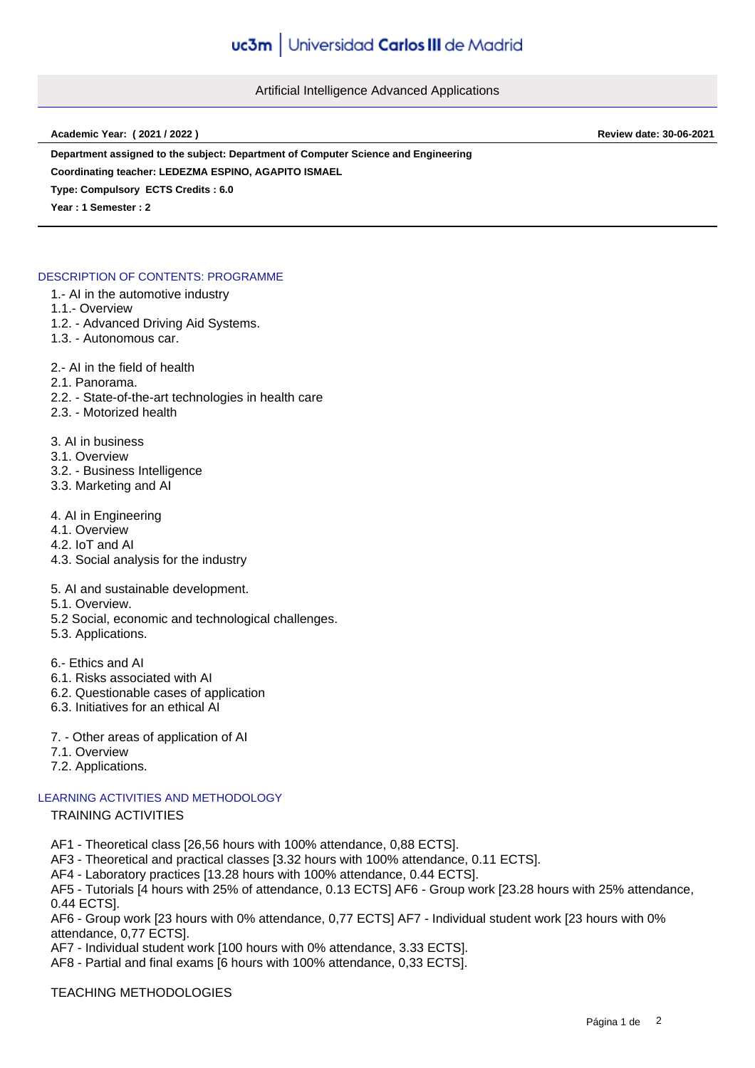# Artificial Intelligence Advanced Applications

**Academic Year: ( 2021 / 2022 )** **Review date: 30-06-2021**

**Department assigned to the subject: Department of Computer Science and Engineering**

**Coordinating teacher: LEDEZMA ESPINO, AGAPITO ISMAEL**

**Type: Compulsory ECTS Credits : 6.0**

**Year : 1 Semester : 2**

## DESCRIPTION OF CONTENTS: PROGRAMME

1.- AI in the automotive industry
1.1.- Overview
1.2. - Advanced Driving Aid Systems.
1.3. - Autonomous car.

2.- AI in the field of health
2.1. Panorama.
2.2. - State-of-the-art technologies in health care
2.3. - Motorized health

3. AI in business
3.1. Overview
3.2. - Business Intelligence
3.3. Marketing and AI

4. AI in Engineering
4.1. Overview
4.2. IoT and AI
4.3. Social analysis for the industry

5. AI and sustainable development.
5.1. Overview.
5.2 Social, economic and technological challenges.
5.3. Applications.

6.- Ethics and AI
6.1. Risks associated with AI
6.2. Questionable cases of application
6.3. Initiatives for an ethical AI

7. - Other areas of application of AI
7.1. Overview
7.2. Applications.

## LEARNING ACTIVITIES AND METHODOLOGY

TRAINING ACTIVITIES

AF1 - Theoretical class [26,56 hours with 100% attendance, 0,88 ECTS].
AF3 - Theoretical and practical classes [3.32 hours with 100% attendance, 0.11 ECTS].
AF4 - Laboratory practices [13.28 hours with 100% attendance, 0.44 ECTS].
AF5 - Tutorials [4 hours with 25% of attendance, 0.13 ECTS] AF6 - Group work [23.28 hours with 25% attendance, 0.44 ECTS].
AF6 - Group work [23 hours with 0% attendance, 0,77 ECTS] AF7 - Individual student work [23 hours with 0% attendance, 0,77 ECTS].
AF7 - Individual student work [100 hours with 0% attendance, 3.33 ECTS].
AF8 - Partial and final exams [6 hours with 100% attendance, 0,33 ECTS].

TEACHING METHODOLOGIES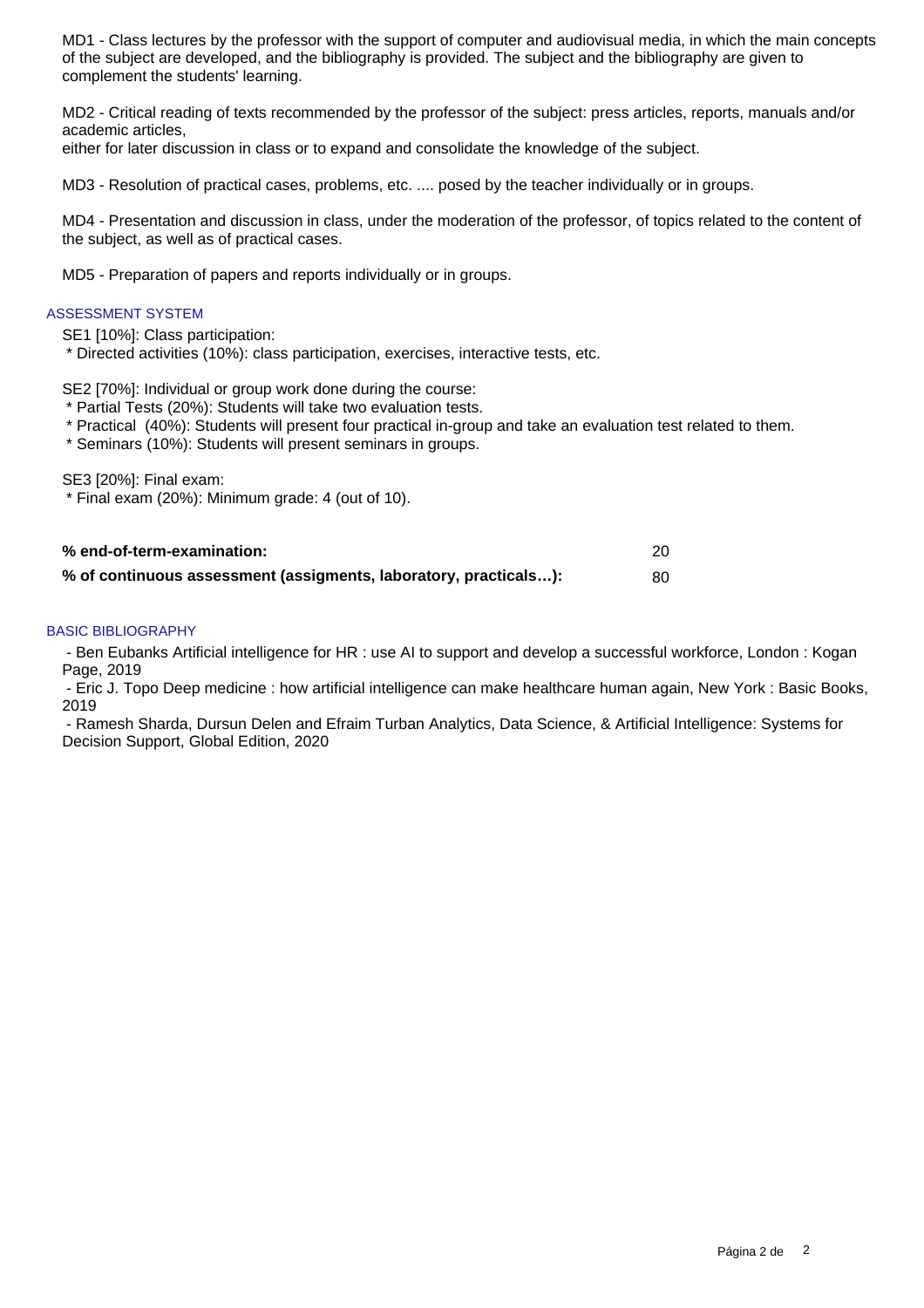MD1 - Class lectures by the professor with the support of computer and audiovisual media, in which the main concepts of the subject are developed, and the bibliography is provided. The subject and the bibliography are given to complement the students' learning.

MD2 - Critical reading of texts recommended by the professor of the subject: press articles, reports, manuals and/or academic articles,
either for later discussion in class or to expand and consolidate the knowledge of the subject.

MD3 - Resolution of practical cases, problems, etc. .... posed by the teacher individually or in groups.

MD4 - Presentation and discussion in class, under the moderation of the professor, of topics related to the content of the subject, as well as of practical cases.

MD5 - Preparation of papers and reports individually or in groups.

## ASSESSMENT SYSTEM

SE1 [10%]: Class participation:
 * Directed activities (10%): class participation, exercises, interactive tests, etc.

SE2 [70%]: Individual or group work done during the course:
 * Partial Tests (20%): Students will take two evaluation tests.
 * Practical (40%): Students will present four practical in-group and take an evaluation test related to them.
 * Seminars (10%): Students will present seminars in groups.

SE3 [20%]: Final exam:
 * Final exam (20%): Minimum grade: 4 (out of 10).

| | |
|---|---|
| **% end-of-term-examination:** | 20 |
| **% of continuous assessment (assigments, laboratory, practicals…):** | 80 |

## BASIC BIBLIOGRAPHY

- Ben Eubanks Artificial intelligence for HR : use AI to support and develop a successful workforce, London : Kogan Page, 2019
- Eric J. Topo Deep medicine : how artificial intelligence can make healthcare human again, New York : Basic Books, 2019
- Ramesh Sharda, Dursun Delen and Efraim Turban Analytics, Data Science, & Artificial Intelligence: Systems for Decision Support, Global Edition, 2020